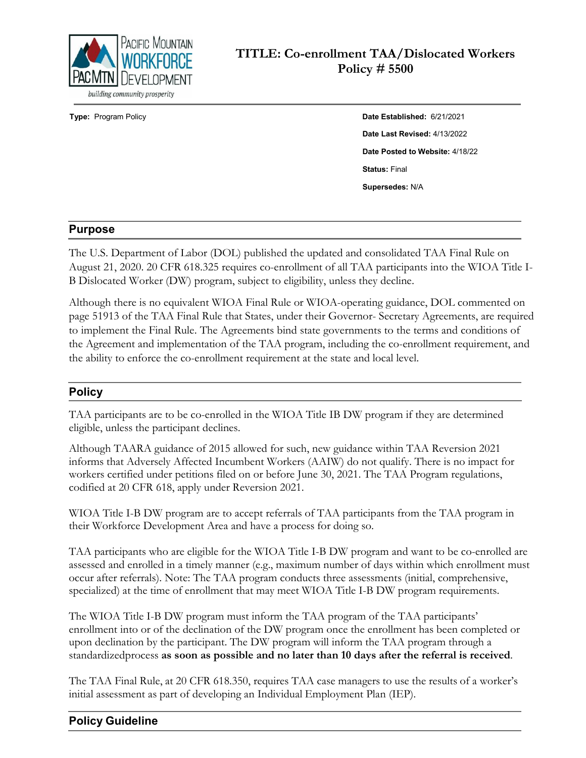# TITLE: Co-enrollment TAA/Dislocated Workers Policy # 5500

Pacific Mountain Workforce Development — PacMtn — *building community prosperity*

**Type:** Program Policy

**Date Established:** 6/21/2021
**Date Last Revised:** 4/13/2022
**Date Posted to Website:** 4/18/22
**Status:** Final
**Supersedes:** N/A

## Purpose

The U.S. Department of Labor (DOL) published the updated and consolidated TAA Final Rule on August 21, 2020. 20 CFR 618.325 requires co-enrollment of all TAA participants into the WIOA Title I-B Dislocated Worker (DW) program, subject to eligibility, unless they decline.

Although there is no equivalent WIOA Final Rule or WIOA-operating guidance, DOL commented on page 51913 of the TAA Final Rule that States, under their Governor- Secretary Agreements, are required to implement the Final Rule. The Agreements bind state governments to the terms and conditions of the Agreement and implementation of the TAA program, including the co-enrollment requirement, and the ability to enforce the co-enrollment requirement at the state and local level.

## Policy

TAA participants are to be co-enrolled in the WIOA Title IB DW program if they are determined eligible, unless the participant declines.

Although TAARA guidance of 2015 allowed for such, new guidance within TAA Reversion 2021 informs that Adversely Affected Incumbent Workers (AAIW) do not qualify. There is no impact for workers certified under petitions filed on or before June 30, 2021. The TAA Program regulations, codified at 20 CFR 618, apply under Reversion 2021.

WIOA Title I-B DW program are to accept referrals of TAA participants from the TAA program in their Workforce Development Area and have a process for doing so.

TAA participants who are eligible for the WIOA Title I-B DW program and want to be co-enrolled are assessed and enrolled in a timely manner (e.g., maximum number of days within which enrollment must occur after referrals). Note: The TAA program conducts three assessments (initial, comprehensive, specialized) at the time of enrollment that may meet WIOA Title I-B DW program requirements.

The WIOA Title I-B DW program must inform the TAA program of the TAA participants' enrollment into or of the declination of the DW program once the enrollment has been completed or upon declination by the participant. The DW program will inform the TAA program through a standardizedprocess **as soon as possible and no later than 10 days after the referral is received**.

The TAA Final Rule, at 20 CFR 618.350, requires TAA case managers to use the results of a worker's initial assessment as part of developing an Individual Employment Plan (IEP).

## Policy Guideline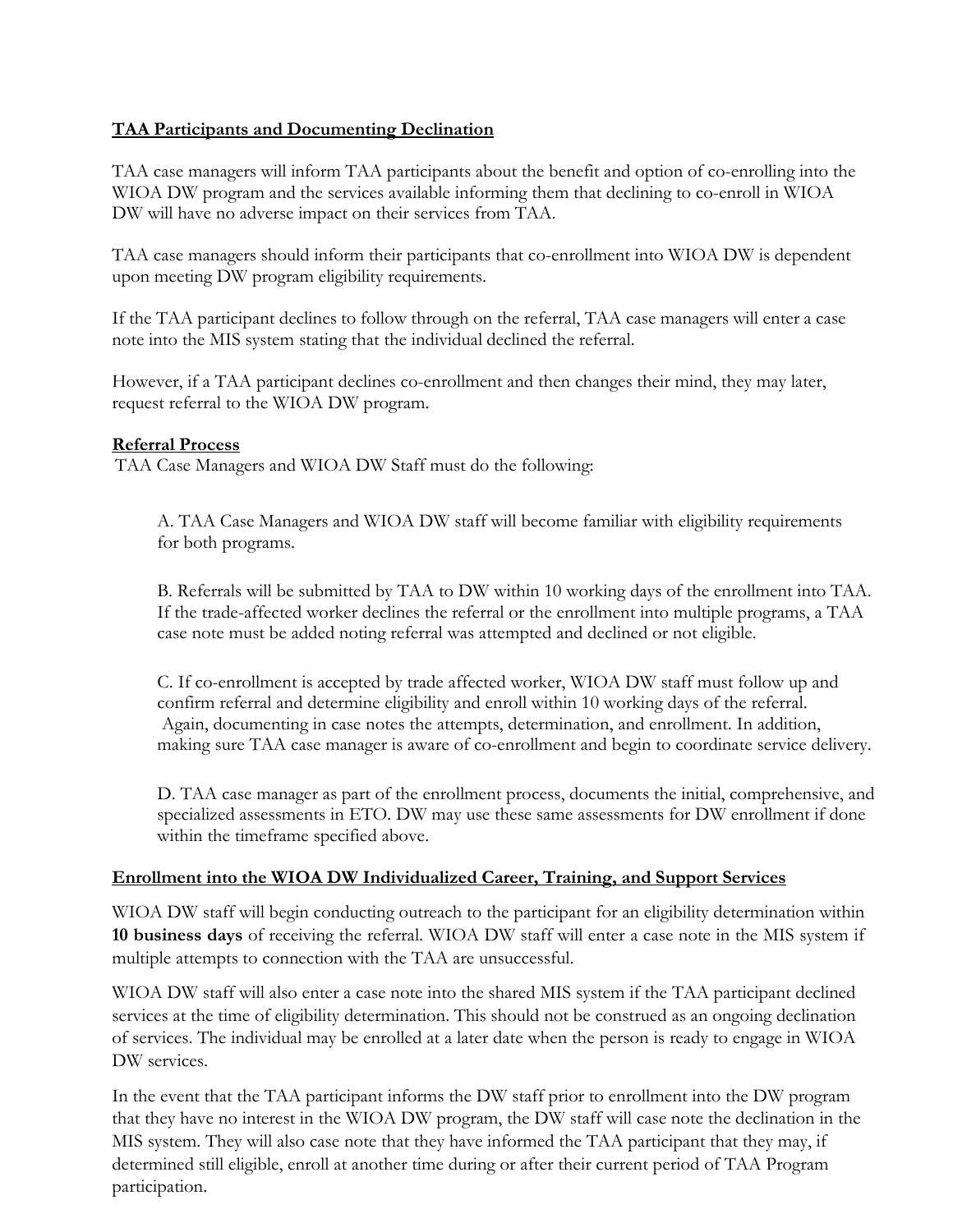**TAA Participants and Documenting Declination**

TAA case managers will inform TAA participants about the benefit and option of co-enrolling into the WIOA DW program and the services available informing them that declining to co-enroll in WIOA DW will have no adverse impact on their services from TAA.

TAA case managers should inform their participants that co-enrollment into WIOA DW is dependent upon meeting DW program eligibility requirements.

If the TAA participant declines to follow through on the referral, TAA case managers will enter a case note into the MIS system stating that the individual declined the referral.

However, if a TAA participant declines co-enrollment and then changes their mind, they may later, request referral to the WIOA DW program.

**Referral Process**

TAA Case Managers and WIOA DW Staff must do the following:

A. TAA Case Managers and WIOA DW staff will become familiar with eligibility requirements for both programs.

B. Referrals will be submitted by TAA to DW within 10 working days of the enrollment into TAA. If the trade-affected worker declines the referral or the enrollment into multiple programs, a TAA case note must be added noting referral was attempted and declined or not eligible.

C. If co-enrollment is accepted by trade affected worker, WIOA DW staff must follow up and confirm referral and determine eligibility and enroll within 10 working days of the referral. Again, documenting in case notes the attempts, determination, and enrollment. In addition, making sure TAA case manager is aware of co-enrollment and begin to coordinate service delivery.

D. TAA case manager as part of the enrollment process, documents the initial, comprehensive, and specialized assessments in ETO. DW may use these same assessments for DW enrollment if done within the timeframe specified above.

**Enrollment into the WIOA DW Individualized Career, Training, and Support Services**

WIOA DW staff will begin conducting outreach to the participant for an eligibility determination within **10 business days** of receiving the referral. WIOA DW staff will enter a case note in the MIS system if multiple attempts to connection with the TAA are unsuccessful.

WIOA DW staff will also enter a case note into the shared MIS system if the TAA participant declined services at the time of eligibility determination. This should not be construed as an ongoing declination of services. The individual may be enrolled at a later date when the person is ready to engage in WIOA DW services.

In the event that the TAA participant informs the DW staff prior to enrollment into the DW program that they have no interest in the WIOA DW program, the DW staff will case note the declination in the MIS system. They will also case note that they have informed the TAA participant that they may, if determined still eligible, enroll at another time during or after their current period of TAA Program participation.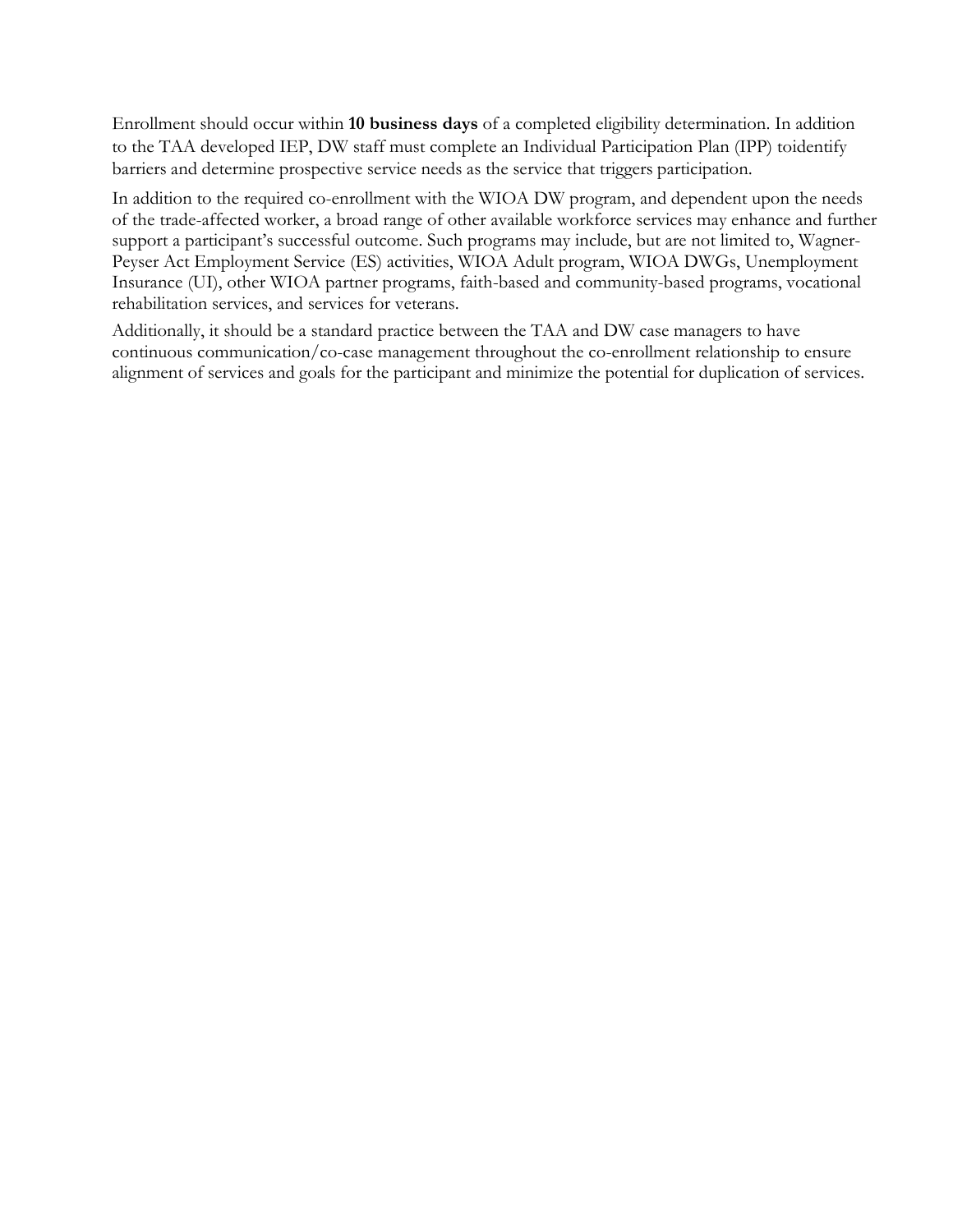Enrollment should occur within **10 business days** of a completed eligibility determination. In addition to the TAA developed IEP, DW staff must complete an Individual Participation Plan (IPP) toidentify barriers and determine prospective service needs as the service that triggers participation.

In addition to the required co-enrollment with the WIOA DW program, and dependent upon the needs of the trade-affected worker, a broad range of other available workforce services may enhance and further support a participant's successful outcome. Such programs may include, but are not limited to, Wagner-Peyser Act Employment Service (ES) activities, WIOA Adult program, WIOA DWGs, Unemployment Insurance (UI), other WIOA partner programs, faith-based and community-based programs, vocational rehabilitation services, and services for veterans.

Additionally, it should be a standard practice between the TAA and DW case managers to have continuous communication/co-case management throughout the co-enrollment relationship to ensure alignment of services and goals for the participant and minimize the potential for duplication of services.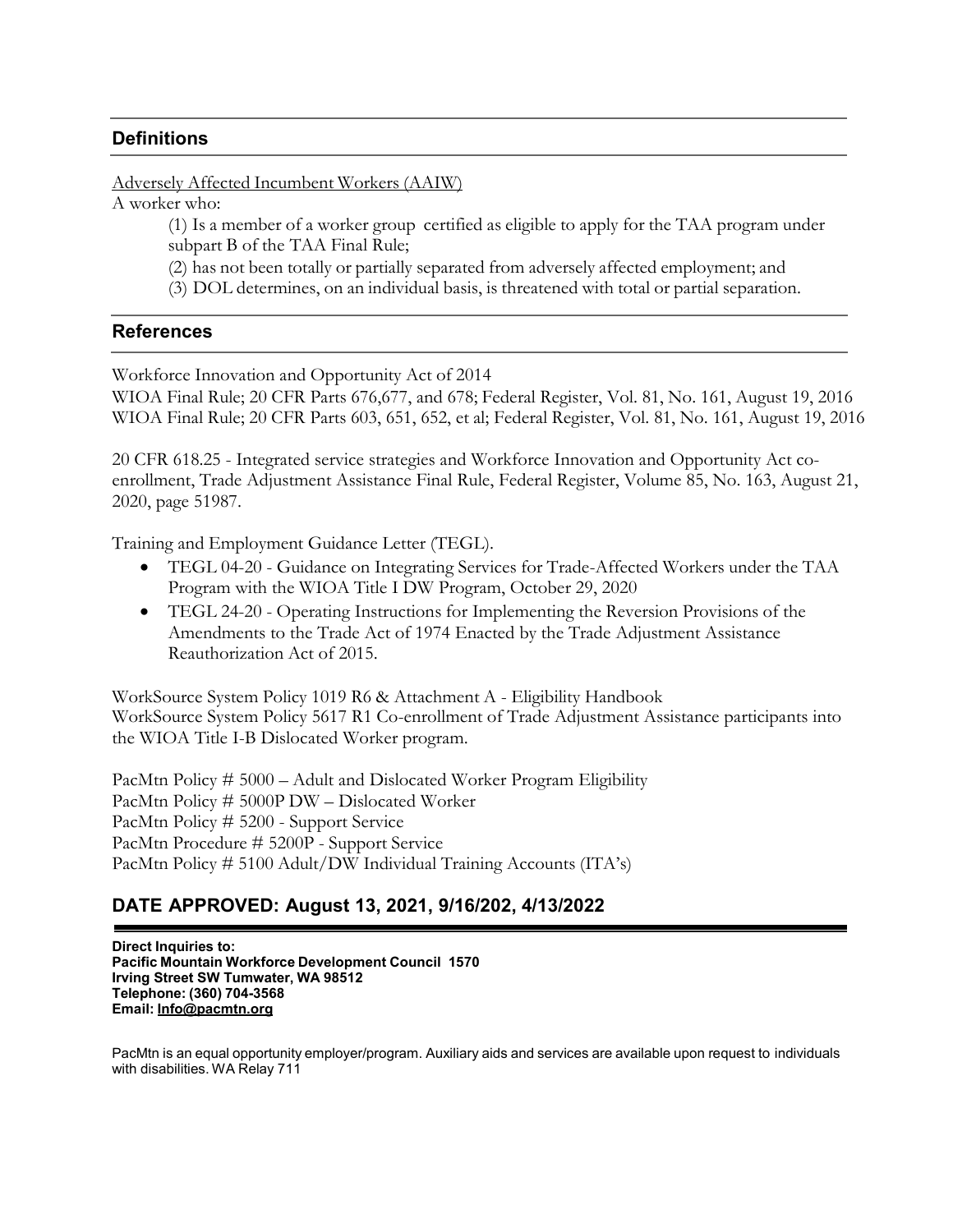## Definitions

Adversely Affected Incumbent Workers (AAIW)

A worker who:

(1) Is a member of a worker group certified as eligible to apply for the TAA program under subpart B of the TAA Final Rule;

(2) has not been totally or partially separated from adversely affected employment; and

(3) DOL determines, on an individual basis, is threatened with total or partial separation.

## References

Workforce Innovation and Opportunity Act of 2014

WIOA Final Rule; 20 CFR Parts 676,677, and 678; Federal Register, Vol. 81, No. 161, August 19, 2016

WIOA Final Rule; 20 CFR Parts 603, 651, 652, et al; Federal Register, Vol. 81, No. 161, August 19, 2016

20 CFR 618.25 - Integrated service strategies and Workforce Innovation and Opportunity Act co-enrollment, Trade Adjustment Assistance Final Rule, Federal Register, Volume 85, No. 163, August 21, 2020, page 51987.

Training and Employment Guidance Letter (TEGL).

- TEGL 04-20 - Guidance on Integrating Services for Trade-Affected Workers under the TAA Program with the WIOA Title I DW Program, October 29, 2020
- TEGL 24-20 - Operating Instructions for Implementing the Reversion Provisions of the Amendments to the Trade Act of 1974 Enacted by the Trade Adjustment Assistance Reauthorization Act of 2015.

WorkSource System Policy 1019 R6 & Attachment A - Eligibility Handbook

WorkSource System Policy 5617 R1 Co-enrollment of Trade Adjustment Assistance participants into the WIOA Title I-B Dislocated Worker program.

PacMtn Policy # 5000 – Adult and Dislocated Worker Program Eligibility

PacMtn Policy # 5000P DW – Dislocated Worker

PacMtn Policy # 5200 - Support Service

PacMtn Procedure # 5200P - Support Service

PacMtn Policy # 5100 Adult/DW Individual Training Accounts (ITA's)

## DATE APPROVED: August 13, 2021, 9/16/202, 4/13/2022

**Direct Inquiries to:**
**Pacific Mountain Workforce Development Council 1570**
**Irving Street SW Tumwater, WA 98512**
**Telephone: (360) 704-3568**
**Email: Info@pacmtn.org**

PacMtn is an equal opportunity employer/program. Auxiliary aids and services are available upon request to individuals with disabilities. WA Relay 711